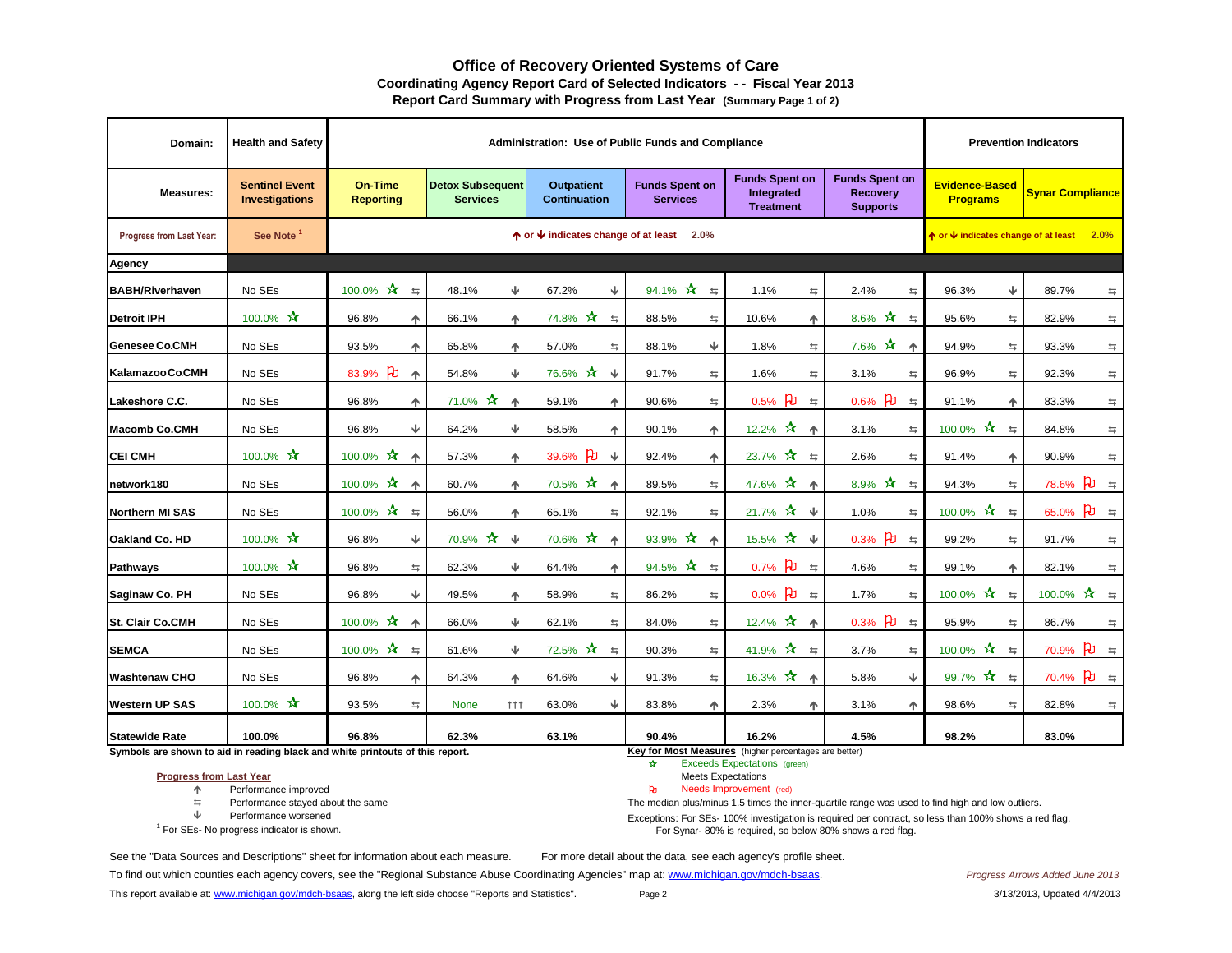# Office of Recovery Oriented Systems of Care

## Coordinating Agency Report Card of Selected Indicators - - Fiscal Year 2013

### Report Card Summary with Progress from Last Year (Summary Page 1 of 2)

| Domain: | Health and Safety | Administration: Use of Public Funds and Compliance | | | | | | Prevention Indicators | |
|---|---|---|---|---|---|---|---|---|---|
| Measures: | Sentinel Event Investigations | On-Time Reporting | Detox Subsequent Services | Outpatient Continuation | Funds Spent on Services | Funds Spent on Integrated Treatment | Funds Spent on Recovery Supports | Evidence-Based Programs | Synar Compliance |
| Progress from Last Year: | See Note [1] | ↑ or ↓ indicates change of at least 2.0% | | | | | | ↑ or ↓ indicates change of at least 2.0% | |
| **Agency** | | | | | | | | | |
| BABH/Riverhaven | No SEs | 100.0% ☆ ⇆ | 48.1% ↓ | 67.2% ↓ | 94.1% ☆ ⇆ | 1.1% ⇆ | 2.4% ⇆ | 96.3% ↓ | 89.7% ⇆ |
| Detroit IPH | 100.0% ☆ | 96.8% ↑ | 66.1% ↑ | 74.8% ☆ ⇆ | 88.5% ⇆ | 10.6% ↑ | 8.6% ☆ ⇆ | 95.6% ⇆ | 82.9% ⇆ |
| Genesee Co.CMH | No SEs | 93.5% ↑ | 65.8% ↑ | 57.0% ⇆ | 88.1% ↓ | 1.8% ⇆ | 7.6% ☆ ↑ | 94.9% ⇆ | 93.3% ⇆ |
| Kalamazoo Co CMH | No SEs | 83.9% ⚑ ↑ | 54.8% ↓ | 76.6% ☆ ↓ | 91.7% ⇆ | 1.6% ⇆ | 3.1% ⇆ | 96.9% ⇆ | 92.3% ⇆ |
| Lakeshore C.C. | No SEs | 96.8% ↑ | 71.0% ☆ ↑ | 59.1% ↑ | 90.6% ⇆ | 0.5% ⚑ ⇆ | 0.6% ⚑ ⇆ | 91.1% ↑ | 83.3% ⇆ |
| Macomb Co.CMH | No SEs | 96.8% ↓ | 64.2% ↓ | 58.5% ↑ | 90.1% ↑ | 12.2% ☆ ↑ | 3.1% ⇆ | 100.0% ☆ ⇆ | 84.8% ⇆ |
| CEI CMH | 100.0% ☆ | 100.0% ☆ ↑ | 57.3% ↑ | 39.6% ⚑ ↓ | 92.4% ↑ | 23.7% ☆ ⇆ | 2.6% ⇆ | 91.4% ↑ | 90.9% ⇆ |
| network180 | No SEs | 100.0% ☆ ↑ | 60.7% ↑ | 70.5% ☆ ↑ | 89.5% ⇆ | 47.6% ☆ ↑ | 8.9% ☆ ⇆ | 94.3% ⇆ | 78.6% ⚑ ⇆ |
| Northern MI SAS | No SEs | 100.0% ☆ ⇆ | 56.0% ↑ | 65.1% ⇆ | 92.1% ⇆ | 21.7% ☆ ↓ | 1.0% ⇆ | 100.0% ☆ ⇆ | 65.0% ⚑ ⇆ |
| Oakland Co. HD | 100.0% ☆ | 96.8% ↓ | 70.9% ☆ ↓ | 70.6% ☆ ↑ | 93.9% ☆ ↑ | 15.5% ☆ ↓ | 0.3% ⚑ ⇆ | 99.2% ⇆ | 91.7% ⇆ |
| Pathways | 100.0% ☆ | 96.8% ⇆ | 62.3% ↓ | 64.4% ↑ | 94.5% ☆ ⇆ | 0.7% ⚑ ⇆ | 4.6% ⇆ | 99.1% ↑ | 82.1% ⇆ |
| Saginaw Co. PH | No SEs | 96.8% ↓ | 49.5% ↑ | 58.9% ⇆ | 86.2% ⇆ | 0.0% ⚑ ⇆ | 1.7% ⇆ | 100.0% ☆ ⇆ | 100.0% ☆ ⇆ |
| St. Clair Co.CMH | No SEs | 100.0% ☆ ↑ | 66.0% ↓ | 62.1% ⇆ | 84.0% ⇆ | 12.4% ☆ ↑ | 0.3% ⚑ ⇆ | 95.9% ⇆ | 86.7% ⇆ |
| SEMCA | No SEs | 100.0% ☆ ⇆ | 61.6% ↓ | 72.5% ☆ ⇆ | 90.3% ⇆ | 41.9% ☆ ⇆ | 3.7% ⇆ | 100.0% ☆ ⇆ | 70.9% ⚑ ⇆ |
| Washtenaw CHO | No SEs | 96.8% ↑ | 64.3% ↑ | 64.6% ↓ | 91.3% ⇆ | 16.3% ☆ ↑ | 5.8% ↓ | 99.7% ☆ ⇆ | 70.4% ⚑ ⇆ |
| Western UP SAS | 100.0% ☆ | 93.5% ⇆ | None ↑↑↑ | 63.0% ↓ | 83.8% ↑ | 2.3% ↑ | 3.1% ↑ | 98.6% ⇆ | 82.8% ⇆ |
| **Statewide Rate** | **100.0%** | **96.8%** | **62.3%** | **63.1%** | **90.4%** | **16.2%** | **4.5%** | **98.2%** | **83.0%** |

Symbols are shown to aid in reading black and white printouts of this report.

**Progress from Last Year**

- ↑ Performance improved
- ⇆ Performance stayed about the same
- ↓ Performance worsened

[1] For SEs- No progress indicator is shown.

**Key for Most Measures** (higher percentages are better)

- ☆ Exceeds Expectations (green)
- Meets Expectations
- ⚑ Needs Improvement (red)

The median plus/minus 1.5 times the inner-quartile range was used to find high and low outliers.

Exceptions: For SEs- 100% investigation is required per contract, so less than 100% shows a red flag.
For Synar- 80% is required, so below 80% shows a red flag.

See the "Data Sources and Descriptions" sheet for information about each measure. For more detail about the data, see each agency's profile sheet.

To find out which counties each agency covers, see the "Regional Substance Abuse Coordinating Agencies" map at: www.michigan.gov/mdch-bsaas.

*Progress Arrows Added June 2013*

This report available at: www.michigan.gov/mdch-bsaas, along the left side choose "Reports and Statistics".

3/13/2013, Updated 4/4/2013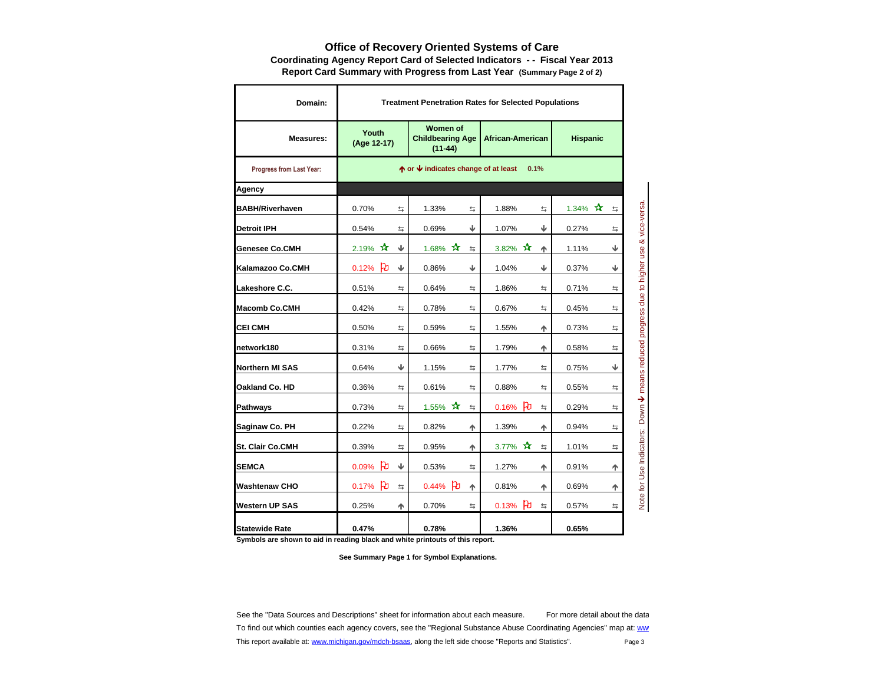# Office of Recovery Oriented Systems of Care

## Coordinating Agency Report Card of Selected Indicators -- Fiscal Year 2013

### Report Card Summary with Progress from Last Year (Summary Page 2 of 2)

| Domain: | Treatment Penetration Rates for Selected Populations | | | |
|---|---|---|---|---|
| **Measures:** | **Youth (Age 12-17)** | **Women of Childbearing Age (11-44)** | **African-American** | **Hispanic** |
| Progress from Last Year: | ↑ or ↓ indicates change of at least 0.1% | | | |
| **Agency** | | | | |
| **BABH/Riverhaven** | 0.70% ⇆ | 1.33% ⇆ | 1.88% ⇆ | 1.34% ☆ ⇆ |
| **Detroit IPH** | 0.54% ⇆ | 0.69% ↓ | 1.07% ↓ | 0.27% ⇆ |
| **Genesee Co.CMH** | 2.19% ☆ ↓ | 1.68% ☆ ⇆ | 3.82% ☆ ↑ | 1.11% ↓ |
| **Kalamazoo Co.CMH** | 0.12% ⚐ ↓ | 0.86% ↓ | 1.04% ↓ | 0.37% ↓ |
| **Lakeshore C.C.** | 0.51% ⇆ | 0.64% ⇆ | 1.86% ⇆ | 0.71% ⇆ |
| **Macomb Co.CMH** | 0.42% ⇆ | 0.78% ⇆ | 0.67% ⇆ | 0.45% ⇆ |
| **CEI CMH** | 0.50% ⇆ | 0.59% ⇆ | 1.55% ↑ | 0.73% ⇆ |
| **network180** | 0.31% ⇆ | 0.66% ⇆ | 1.79% ↑ | 0.58% ⇆ |
| **Northern MI SAS** | 0.64% ↓ | 1.15% ⇆ | 1.77% ⇆ | 0.75% ↓ |
| **Oakland Co. HD** | 0.36% ⇆ | 0.61% ⇆ | 0.88% ⇆ | 0.55% ⇆ |
| **Pathways** | 0.73% ⇆ | 1.55% ☆ ⇆ | 0.16% ⚐ ⇆ | 0.29% ⇆ |
| **Saginaw Co. PH** | 0.22% ⇆ | 0.82% ↑ | 1.39% ↑ | 0.94% ⇆ |
| **St. Clair Co.CMH** | 0.39% ⇆ | 0.95% ↑ | 3.77% ☆ ⇆ | 1.01% ⇆ |
| **SEMCA** | 0.09% ⚐ ↓ | 0.53% ⇆ | 1.27% ↑ | 0.91% ↑ |
| **Washtenaw CHO** | 0.17% ⚐ ⇆ | 0.44% ⚐ ↑ | 0.81% ↑ | 0.69% ↑ |
| **Western UP SAS** | 0.25% ↑ | 0.70% ⇆ | 0.13% ⚐ ⇆ | 0.57% ⇆ |
| **Statewide Rate** | **0.47%** | **0.78%** | **1.36%** | **0.65%** |

**Symbols are shown to aid in reading black and white printouts of this report.**

**See Summary Page 1 for Symbol Explanations.**

Note for Use Indicators: Down → means reduced progress due to higher use & vice-versa.

See the "Data Sources and Descriptions" sheet for information about each measure. For more detail about the data

To find out which counties each agency covers, see the "Regional Substance Abuse Coordinating Agencies" map at: ww

This report available at: www.michigan.gov/mdch-bsaas, along the left side choose "Reports and Statistics".